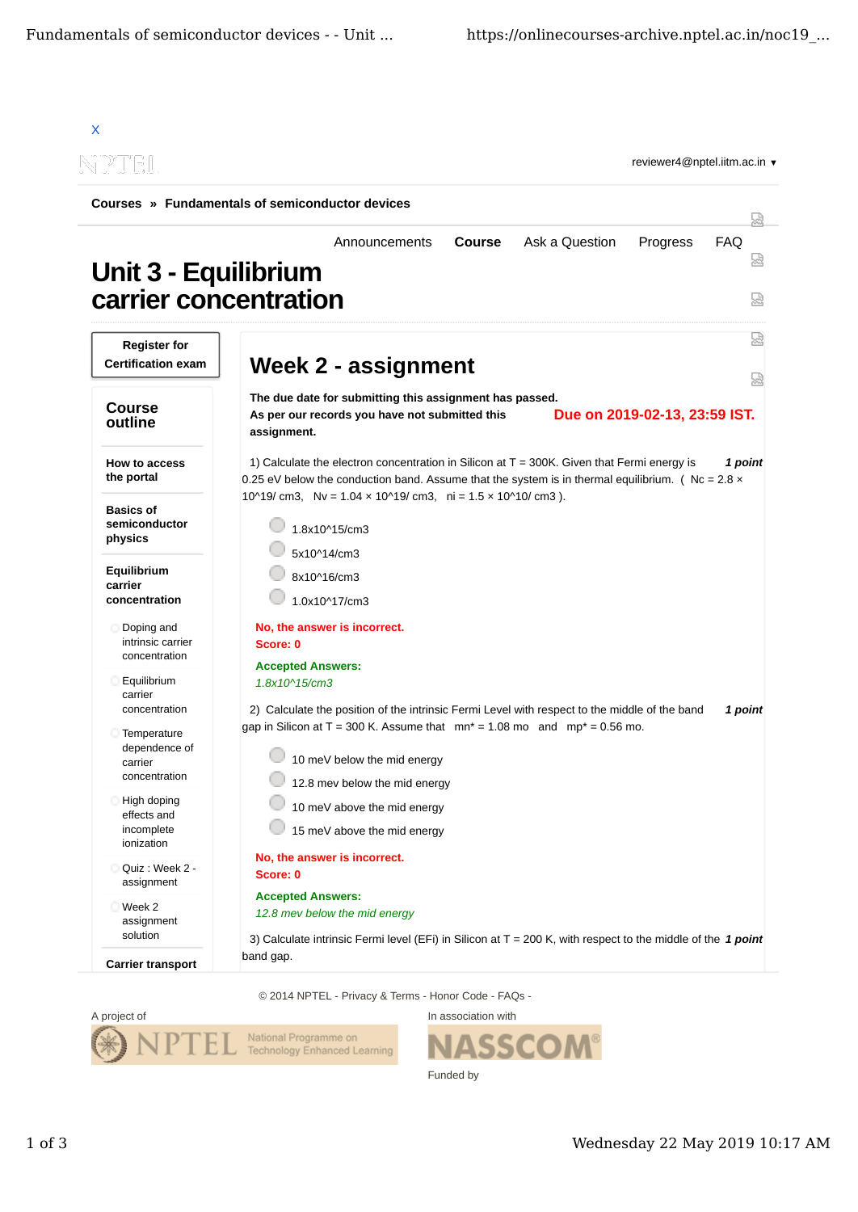X

NPTEL

reviewer4@nptel.iitm.ac.in ▾

**Courses » Fundamentals of semiconductor devices**

Announcements | **Course** | Ask a Question | Progress | FAQ

# Unit 3 - Equilibrium carrier concentration

**Register for Certification exam**

## Course outline

**How to access the portal**

**Basics of semiconductor physics**

**Equilibrium carrier concentration**

- Doping and intrinsic carrier concentration
- Equilibrium carrier concentration
- Temperature dependence of carrier concentration
- High doping effects and incomplete ionization
- Quiz : Week 2 - assignment
- Week 2 assignment solution

**Carrier transport**

## Week 2 - assignment

**The due date for submitting this assignment has passed.**
**As per our records you have not submitted this assignment.**

**Due on 2019-02-13, 23:59 IST.**

1) Calculate the electron concentration in Silicon at T = 300K. Given that Fermi energy is 0.25 eV below the conduction band. Assume that the system is in thermal equilibrium. ( Nc = 2.8 × 10^19/ cm3, Nv = 1.04 × 10^19/ cm3, ni = 1.5 × 10^10/ cm3 ). ***1 point***

- 1.8x10^15/cm3
- 5x10^14/cm3
- 8x10^16/cm3
- 1.0x10^17/cm3

**No, the answer is incorrect.**
**Score: 0**

**Accepted Answers:**
*1.8x10^15/cm3*

2) Calculate the position of the intrinsic Fermi Level with respect to the middle of the band gap in Silicon at T = 300 K. Assume that mn* = 1.08 mo and mp* = 0.56 mo. ***1 point***

- 10 meV below the mid energy
- 12.8 mev below the mid energy
- 10 meV above the mid energy
- 15 meV above the mid energy

**No, the answer is incorrect.**
**Score: 0**

**Accepted Answers:**
*12.8 mev below the mid energy*

3) Calculate intrinsic Fermi level (EFi) in Silicon at T = 200 K, with respect to the middle of the band gap. ***1 point***

© 2014 NPTEL - Privacy & Terms - Honor Code - FAQs -

A project of NPTEL National Programme on Technology Enhanced Learning

In association with NASSCOM

Funded by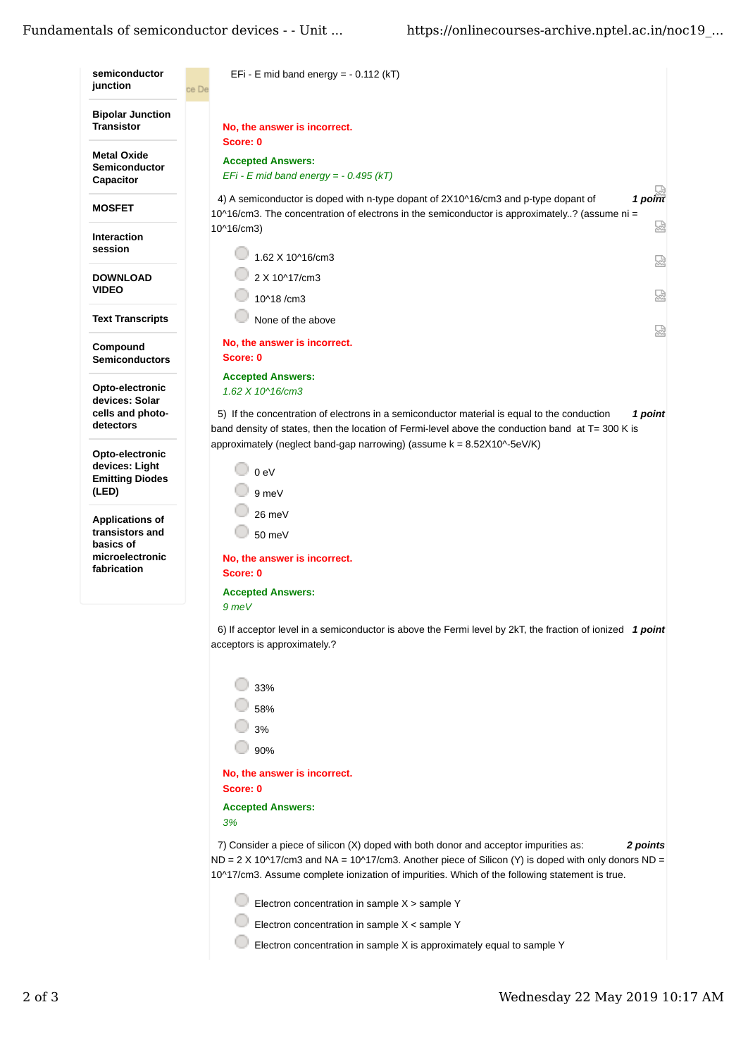- semiconductor junction
- Bipolar Junction Transistor
- Metal Oxide Semiconductor Capacitor
- MOSFET
- Interaction session
- DOWNLOAD VIDEO
- Text Transcripts
- Compound Semiconductors
- Opto-electronic devices: Solar cells and photo-detectors
- Opto-electronic devices: Light Emitting Diodes (LED)
- Applications of transistors and basics of microelectronic fabrication

EFi - E mid band energy = - 0.112 (kT)

**No, the answer is incorrect.**
**Score: 0**

**Accepted Answers:**
*EFi - E mid band energy = - 0.495 (kT)*

4) A semiconductor is doped with n-type dopant of 2X10^16/cm3 and p-type dopant of 10^16/cm3. The concentration of electrons in the semiconductor is approximately..? (assume ni = 10^16/cm3) ***1 point***

- 1.62 X 10^16/cm3
- 2 X 10^17/cm3
- 10^18 /cm3
- None of the above

**No, the answer is incorrect.**
**Score: 0**

**Accepted Answers:**
*1.62 X 10^16/cm3*

5) If the concentration of electrons in a semiconductor material is equal to the conduction band density of states, then the location of Fermi-level above the conduction band at T= 300 K is approximately (neglect band-gap narrowing) (assume k = 8.52X10^-5eV/K) ***1 point***

- 0 eV
- 9 meV
- 26 meV
- 50 meV

**No, the answer is incorrect.**
**Score: 0**

**Accepted Answers:**
*9 meV*

6) If acceptor level in a semiconductor is above the Fermi level by 2kT, the fraction of ionized acceptors is approximately.? ***1 point***

- 33%
- 58%
- 3%
- 90%

**No, the answer is incorrect.**
**Score: 0**

**Accepted Answers:**
*3%*

7) Consider a piece of silicon (X) doped with both donor and acceptor impurities as: ND = 2 X 10^17/cm3 and NA = 10^17/cm3. Another piece of Silicon (Y) is doped with only donors ND = 10^17/cm3. Assume complete ionization of impurities. Which of the following statement is true. ***2 points***

- Electron concentration in sample X > sample Y
- Electron concentration in sample X < sample Y
- Electron concentration in sample X is approximately equal to sample Y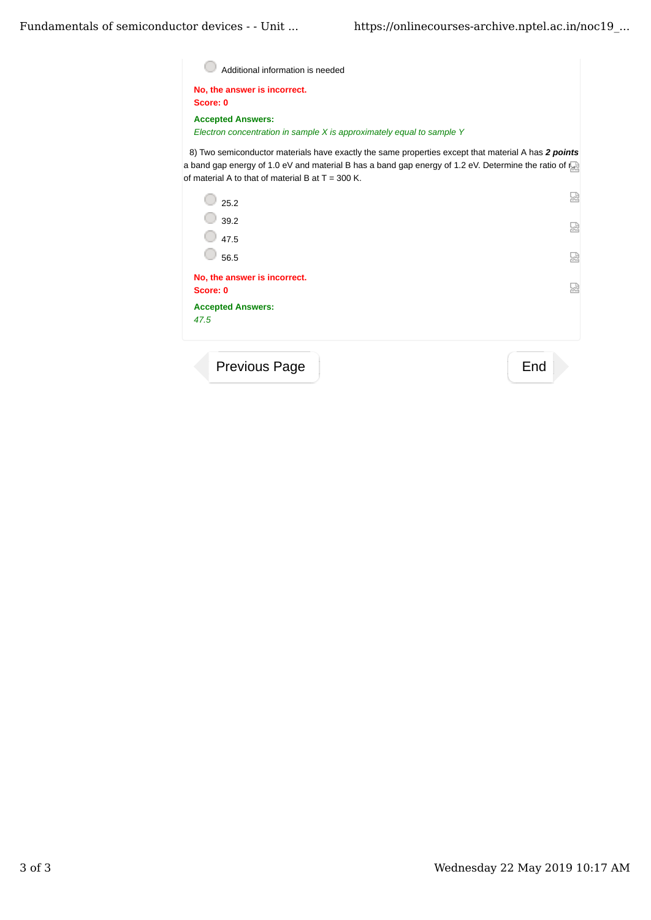- Additional information is needed

**No, the answer is incorrect.**
**Score: 0**

**Accepted Answers:**
*Electron concentration in sample X is approximately equal to sample Y*

8) Two semiconductor materials have exactly the same properties except that material A has a band gap energy of 1.0 eV and material B has a band gap energy of 1.2 eV. Determine the ratio of $n_i$ of material A to that of material B at T = 300 K. ***2 points***

- 25.2
- 39.2
- 47.5
- 56.5

**No, the answer is incorrect.**
**Score: 0**

**Accepted Answers:**
*47.5*

Previous Page    End